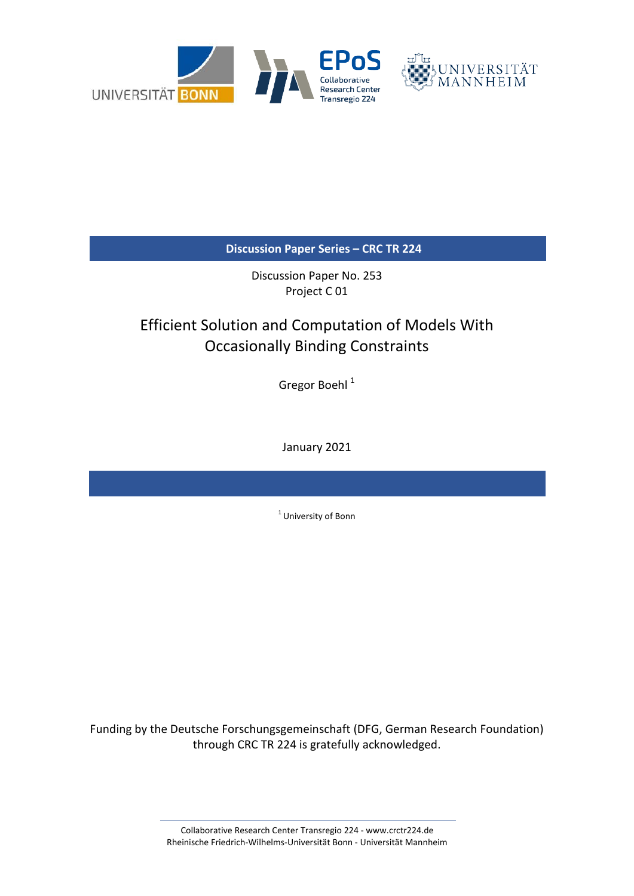UNIVERSITÄT BONN

EPoS Collaborative Research Center Transregio 224

UNIVERSITÄT MANNHEIM

**Discussion Paper Series – CRC TR 224**

Discussion Paper No. 253
Project C 01

# Efficient Solution and Computation of Models With Occasionally Binding Constraints

Gregor Boehl [1]

January 2021

[1] University of Bonn

Funding by the Deutsche Forschungsgemeinschaft (DFG, German Research Foundation) through CRC TR 224 is gratefully acknowledged.

Collaborative Research Center Transregio 224 - www.crctr224.de
Rheinische Friedrich-Wilhelms-Universität Bonn - Universität Mannheim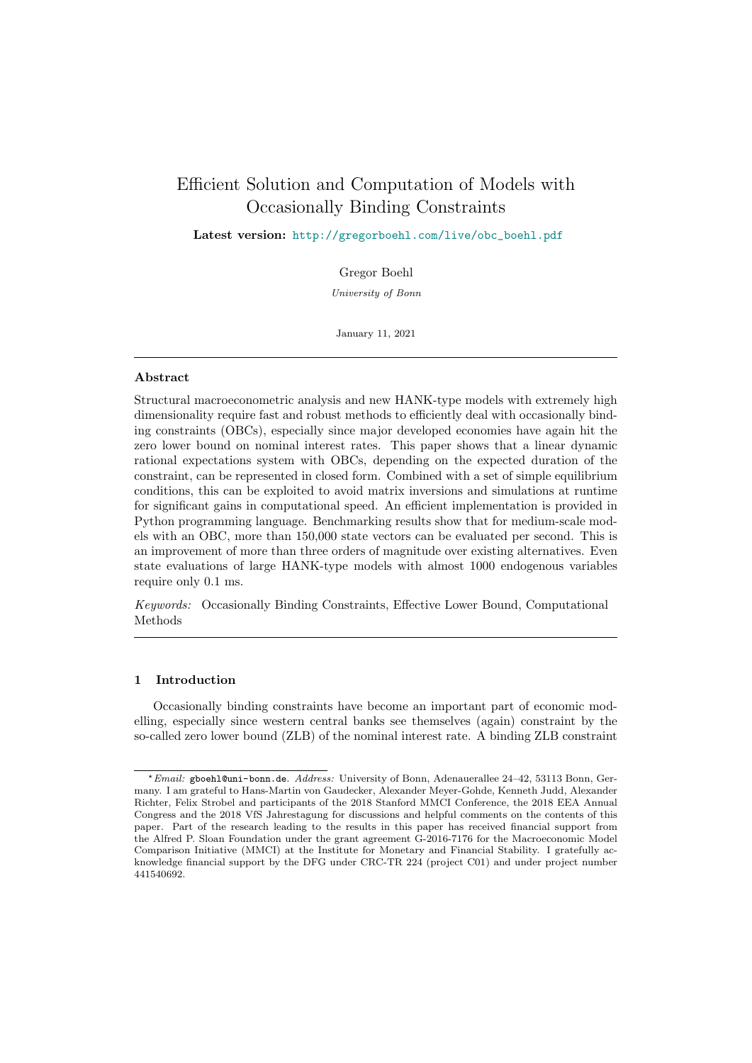# Efficient Solution and Computation of Models with Occasionally Binding Constraints

**Latest version:** http://gregorboehl.com/live/obc_boehl.pdf

Gregor Boehl

*University of Bonn*

January 11, 2021

---

### Abstract

Structural macroeconometric analysis and new HANK-type models with extremely high dimensionality require fast and robust methods to efficiently deal with occasionally binding constraints (OBCs), especially since major developed economies have again hit the zero lower bound on nominal interest rates. This paper shows that a linear dynamic rational expectations system with OBCs, depending on the expected duration of the constraint, can be represented in closed form. Combined with a set of simple equilibrium conditions, this can be exploited to avoid matrix inversions and simulations at runtime for significant gains in computational speed. An efficient implementation is provided in Python programming language. Benchmarking results show that for medium-scale models with an OBC, more than 150,000 state vectors can be evaluated per second. This is an improvement of more than three orders of magnitude over existing alternatives. Even state evaluations of large HANK-type models with almost 1000 endogenous variables require only 0.1 ms.

*Keywords:* Occasionally Binding Constraints, Effective Lower Bound, Computational Methods

---

## 1 Introduction

Occasionally binding constraints have become an important part of economic modelling, especially since western central banks see themselves (again) constraint by the so-called zero lower bound (ZLB) of the nominal interest rate. A binding ZLB constraint

---

[*] *Email:* gboehl@uni-bonn.de. *Address:* University of Bonn, Adenauerallee 24–42, 53113 Bonn, Germany. I am grateful to Hans-Martin von Gaudecker, Alexander Meyer-Gohde, Kenneth Judd, Alexander Richter, Felix Strobel and participants of the 2018 Stanford MMCI Conference, the 2018 EEA Annual Congress and the 2018 VfS Jahrestagung for discussions and helpful comments on the contents of this paper. Part of the research leading to the results in this paper has received financial support from the Alfred P. Sloan Foundation under the grant agreement G-2016-7176 for the Macroeconomic Model Comparison Initiative (MMCI) at the Institute for Monetary and Financial Stability. I gratefully acknowledge financial support by the DFG under CRC-TR 224 (project C01) and under project number 441540692.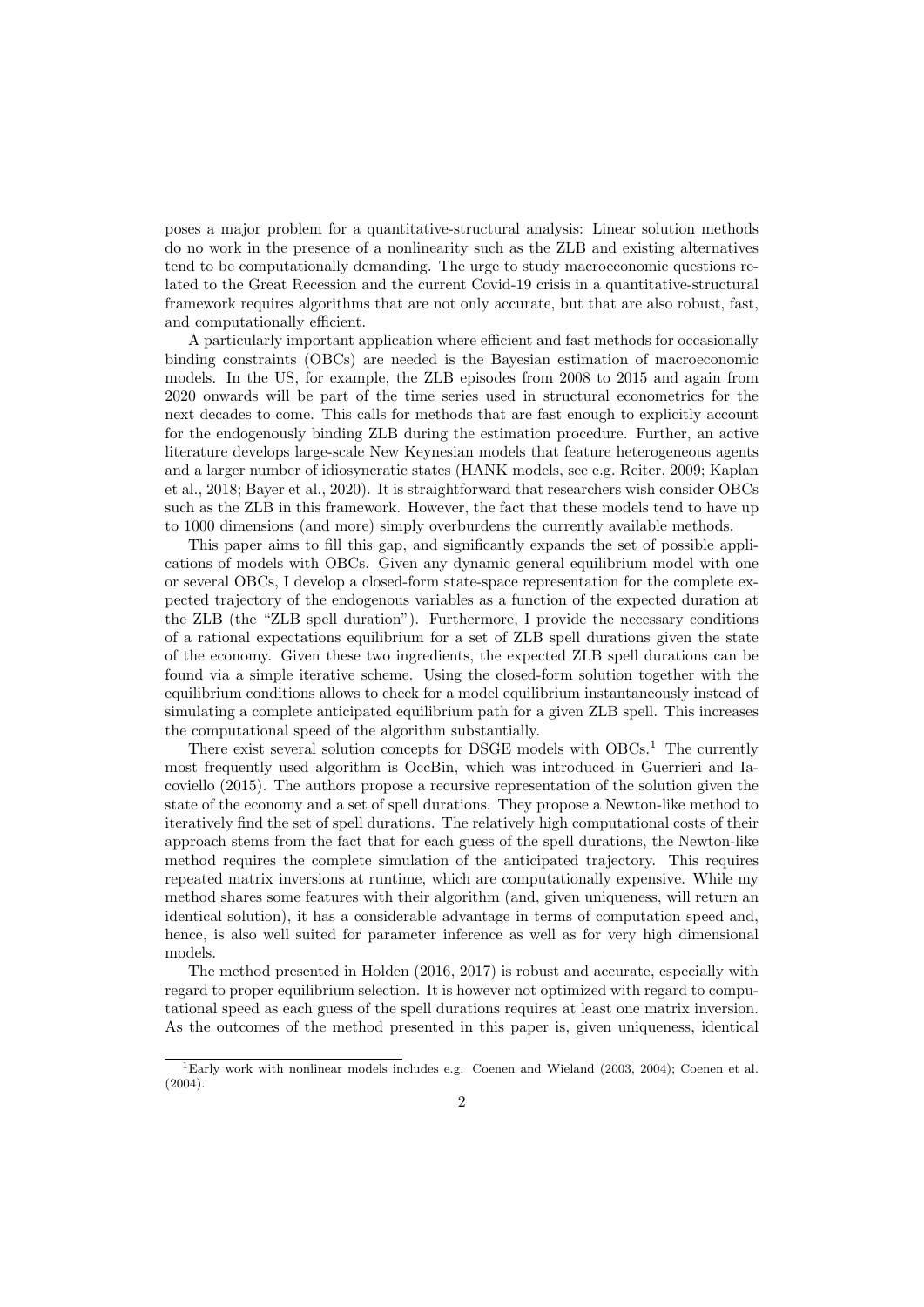poses a major problem for a quantitative-structural analysis: Linear solution methods do no work in the presence of a nonlinearity such as the ZLB and existing alternatives tend to be computationally demanding. The urge to study macroeconomic questions related to the Great Recession and the current Covid-19 crisis in a quantitative-structural framework requires algorithms that are not only accurate, but that are also robust, fast, and computationally efficient.

A particularly important application where efficient and fast methods for occasionally binding constraints (OBCs) are needed is the Bayesian estimation of macroeconomic models. In the US, for example, the ZLB episodes from 2008 to 2015 and again from 2020 onwards will be part of the time series used in structural econometrics for the next decades to come. This calls for methods that are fast enough to explicitly account for the endogenously binding ZLB during the estimation procedure. Further, an active literature develops large-scale New Keynesian models that feature heterogeneous agents and a larger number of idiosyncratic states (HANK models, see e.g. Reiter, 2009; Kaplan et al., 2018; Bayer et al., 2020). It is straightforward that researchers wish consider OBCs such as the ZLB in this framework. However, the fact that these models tend to have up to 1000 dimensions (and more) simply overburdens the currently available methods.

This paper aims to fill this gap, and significantly expands the set of possible applications of models with OBCs. Given any dynamic general equilibrium model with one or several OBCs, I develop a closed-form state-space representation for the complete expected trajectory of the endogenous variables as a function of the expected duration at the ZLB (the "ZLB spell duration"). Furthermore, I provide the necessary conditions of a rational expectations equilibrium for a set of ZLB spell durations given the state of the economy. Given these two ingredients, the expected ZLB spell durations can be found via a simple iterative scheme. Using the closed-form solution together with the equilibrium conditions allows to check for a model equilibrium instantaneously instead of simulating a complete anticipated equilibrium path for a given ZLB spell. This increases the computational speed of the algorithm substantially.

There exist several solution concepts for DSGE models with OBCs.[1] The currently most frequently used algorithm is OccBin, which was introduced in Guerrieri and Iacoviello (2015). The authors propose a recursive representation of the solution given the state of the economy and a set of spell durations. They propose a Newton-like method to iteratively find the set of spell durations. The relatively high computational costs of their approach stems from the fact that for each guess of the spell durations, the Newton-like method requires the complete simulation of the anticipated trajectory. This requires repeated matrix inversions at runtime, which are computationally expensive. While my method shares some features with their algorithm (and, given uniqueness, will return an identical solution), it has a considerable advantage in terms of computation speed and, hence, is also well suited for parameter inference as well as for very high dimensional models.

The method presented in Holden (2016, 2017) is robust and accurate, especially with regard to proper equilibrium selection. It is however not optimized with regard to computational speed as each guess of the spell durations requires at least one matrix inversion. As the outcomes of the method presented in this paper is, given uniqueness, identical

[1] Early work with nonlinear models includes e.g. Coenen and Wieland (2003, 2004); Coenen et al. (2004).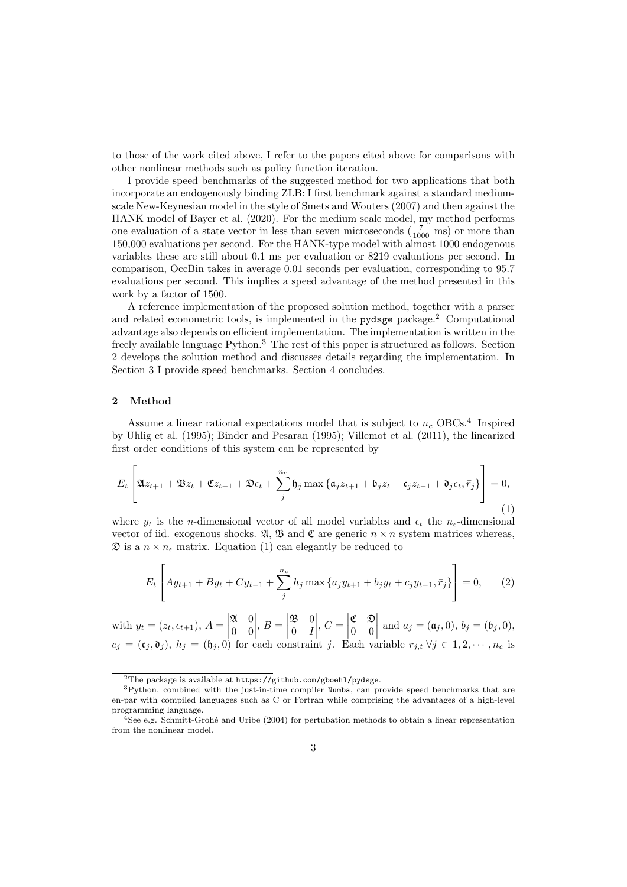to those of the work cited above, I refer to the papers cited above for comparisons with other nonlinear methods such as policy function iteration.

I provide speed benchmarks of the suggested method for two applications that both incorporate an endogenously binding ZLB: I first benchmark against a standard medium-scale New-Keynesian model in the style of Smets and Wouters (2007) and then against the HANK model of Bayer et al. (2020). For the medium scale model, my method performs one evaluation of a state vector in less than seven microseconds ($\frac{7}{1000}$ ms) or more than 150,000 evaluations per second. For the HANK-type model with almost 1000 endogenous variables these are still about 0.1 ms per evaluation or 8219 evaluations per second. In comparison, OccBin takes in average 0.01 seconds per evaluation, corresponding to 95.7 evaluations per second. This implies a speed advantage of the method presented in this work by a factor of 1500.

A reference implementation of the proposed solution method, together with a parser and related econometric tools, is implemented in the `pydsge` package.[2] Computational advantage also depends on efficient implementation. The implementation is written in the freely available language Python.[3] The rest of this paper is structured as follows. Section 2 develops the solution method and discusses details regarding the implementation. In Section 3 I provide speed benchmarks. Section 4 concludes.

## 2 Method

Assume a linear rational expectations model that is subject to $n_c$ OBCs.[4] Inspired by Uhlig et al. (1995); Binder and Pesaran (1995); Villemot et al. (2011), the linearized first order conditions of this system can be represented by

$$E_t\left[\mathfrak{A}z_{t+1} + \mathfrak{B}z_t + \mathfrak{C}z_{t-1} + \mathfrak{D}\epsilon_t + \sum_j^{n_c} \mathfrak{h}_j \max\left\{\mathfrak{a}_j z_{t+1} + \mathfrak{b}_j z_t + \mathfrak{c}_j z_{t-1} + \mathfrak{d}_j \epsilon_t, \bar{r}_j\right\}\right] = 0, \tag{1}$$

where $y_t$ is the $n$-dimensional vector of all model variables and $\epsilon_t$ the $n_\epsilon$-dimensional vector of iid. exogenous shocks. $\mathfrak{A}$, $\mathfrak{B}$ and $\mathfrak{C}$ are generic $n \times n$ system matrices whereas, $\mathfrak{D}$ is a $n \times n_\epsilon$ matrix. Equation (1) can elegantly be reduced to

$$E_t\left[Ay_{t+1} + By_t + Cy_{t-1} + \sum_j^{n_c} h_j \max\left\{a_j y_{t+1} + b_j y_t + c_j y_{t-1}, \bar{r}_j\right\}\right] = 0, \tag{2}$$

with $y_t = (z_t, \epsilon_{t+1})$, $A = \begin{vmatrix}\mathfrak{A} & 0\\ 0 & 0\end{vmatrix}$, $B = \begin{vmatrix}\mathfrak{B} & 0\\ 0 & I\end{vmatrix}$, $C = \begin{vmatrix}\mathfrak{C} & \mathfrak{D}\\ 0 & 0\end{vmatrix}$ and $a_j = (\mathfrak{a}_j, 0)$, $b_j = (\mathfrak{b}_j, 0)$, $c_j = (\mathfrak{c}_j, \mathfrak{d}_j)$, $h_j = (\mathfrak{h}_j, 0)$ for each constraint $j$. Each variable $r_{j,t}$ $\forall j \in 1, 2, \cdots, n_c$ is

[2] The package is available at https://github.com/gboehl/pydsge.

[3] Python, combined with the just-in-time compiler `Numba`, can provide speed benchmarks that are en-par with compiled languages such as C or Fortran while comprising the advantages of a high-level programming language.

[4] See e.g. Schmitt-Grohé and Uribe (2004) for pertubation methods to obtain a linear representation from the nonlinear model.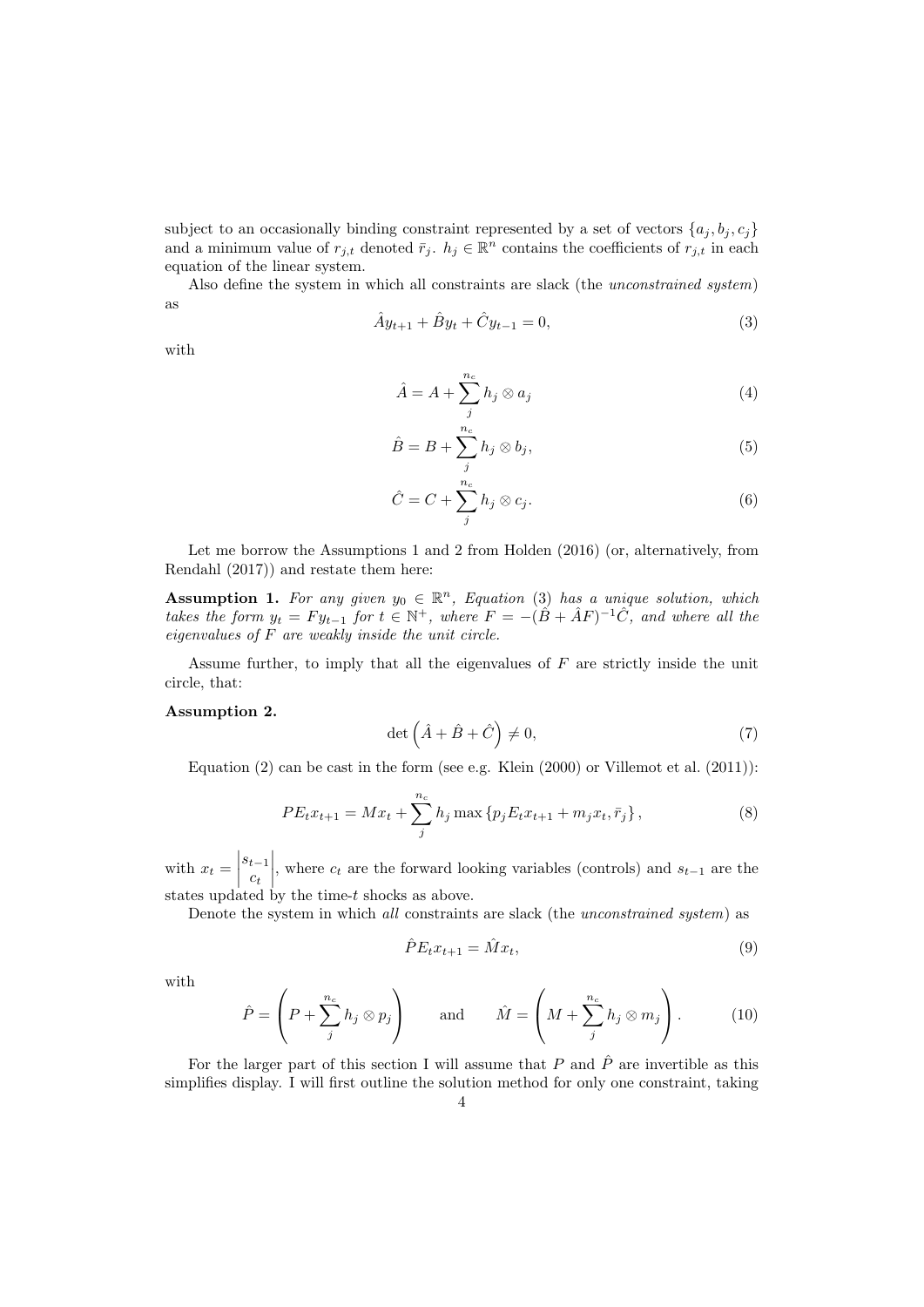subject to an occasionally binding constraint represented by a set of vectors $\{a_j, b_j, c_j\}$ and a minimum value of $r_{j,t}$ denoted $\bar{r}_j$. $h_j \in \mathbb{R}^n$ contains the coefficients of $r_{j,t}$ in each equation of the linear system.

Also define the system in which all constraints are slack (the *unconstrained system*) as

$$\hat{A}y_{t+1} + \hat{B}y_t + \hat{C}y_{t-1} = 0, \tag{3}$$

with

$$\hat{A} = A + \sum_j^{n_c} h_j \otimes a_j \tag{4}$$

$$\hat{B} = B + \sum_j^{n_c} h_j \otimes b_j, \tag{5}$$

$$\hat{C} = C + \sum_j^{n_c} h_j \otimes c_j. \tag{6}$$

Let me borrow the Assumptions 1 and 2 from Holden (2016) (or, alternatively, from Rendahl (2017)) and restate them here:

**Assumption 1.** *For any given $y_0 \in \mathbb{R}^n$, Equation (3) has a unique solution, which takes the form $y_t = Fy_{t-1}$ for $t \in \mathbb{N}^+$, where $F = -(\hat{B} + \hat{A}F)^{-1}\hat{C}$, and where all the eigenvalues of $F$ are weakly inside the unit circle.*

Assume further, to imply that all the eigenvalues of $F$ are strictly inside the unit circle, that:

**Assumption 2.**

$$\det\left(\hat{A} + \hat{B} + \hat{C}\right) \neq 0, \tag{7}$$

Equation (2) can be cast in the form (see e.g. Klein (2000) or Villemot et al. (2011)):

$$PE_t x_{t+1} = Mx_t + \sum_j^{n_c} h_j \max\left\{p_j E_t x_{t+1} + m_j x_t, \bar{r}_j\right\}, \tag{8}$$

with $x_t = \begin{vmatrix} s_{t-1} \\ c_t \end{vmatrix}$, where $c_t$ are the forward looking variables (controls) and $s_{t-1}$ are the states updated by the time-$t$ shocks as above.

Denote the system in which *all* constraints are slack (the *unconstrained system*) as

$$\hat{P}E_t x_{t+1} = \hat{M}x_t, \tag{9}$$

with

$$\hat{P} = \left(P + \sum_j^{n_c} h_j \otimes p_j\right) \qquad \text{and} \qquad \hat{M} = \left(M + \sum_j^{n_c} h_j \otimes m_j\right). \tag{10}$$

For the larger part of this section I will assume that $P$ and $\hat{P}$ are invertible as this simplifies display. I will first outline the solution method for only one constraint, taking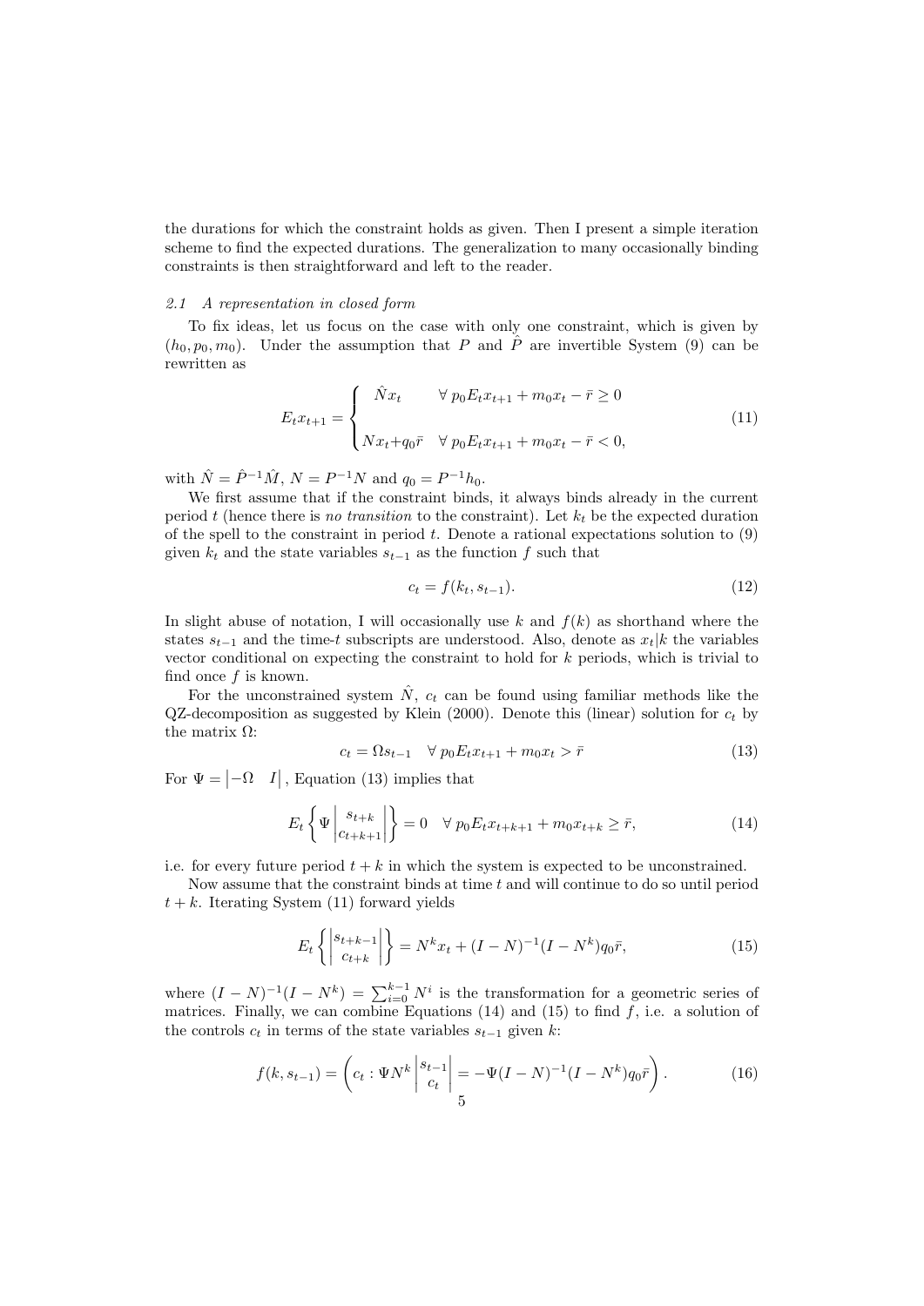the durations for which the constraint holds as given. Then I present a simple iteration scheme to find the expected durations. The generalization to many occasionally binding constraints is then straightforward and left to the reader.

### 2.1 A representation in closed form

To fix ideas, let us focus on the case with only one constraint, which is given by $(h_0, p_0, m_0)$. Under the assumption that $P$ and $\hat{P}$ are invertible System (9) can be rewritten as

$$E_t x_{t+1} = \begin{cases} \hat{N} x_t & \forall\, p_0 E_t x_{t+1} + m_0 x_t - \bar{r} \geq 0 \\ \\ N x_t + q_0 \bar{r} & \forall\, p_0 E_t x_{t+1} + m_0 x_t - \bar{r} < 0, \end{cases} \tag{11}$$

with $\hat{N} = \hat{P}^{-1}\hat{M}$, $N = P^{-1}N$ and $q_0 = P^{-1}h_0$.

We first assume that if the constraint binds, it always binds already in the current period $t$ (hence there is *no transition* to the constraint). Let $k_t$ be the expected duration of the spell to the constraint in period $t$. Denote a rational expectations solution to (9) given $k_t$ and the state variables $s_{t-1}$ as the function $f$ such that

$$c_t = f(k_t, s_{t-1}). \tag{12}$$

In slight abuse of notation, I will occasionally use $k$ and $f(k)$ as shorthand where the states $s_{t-1}$ and the time-$t$ subscripts are understood. Also, denote as $x_t|k$ the variables vector conditional on expecting the constraint to hold for $k$ periods, which is trivial to find once $f$ is known.

For the unconstrained system $\hat{N}$, $c_t$ can be found using familiar methods like the QZ-decomposition as suggested by Klein (2000). Denote this (linear) solution for $c_t$ by the matrix $\Omega$:

$$c_t = \Omega s_{t-1} \quad \forall\, p_0 E_t x_{t+1} + m_0 x_t > \bar{r} \tag{13}$$

For $\Psi = \begin{vmatrix} -\Omega & I \end{vmatrix}$, Equation (13) implies that

$$E_t \left\{ \Psi \begin{vmatrix} s_{t+k} \\ c_{t+k+1} \end{vmatrix} \right\} = 0 \quad \forall\, p_0 E_t x_{t+k+1} + m_0 x_{t+k} \geq \bar{r}, \tag{14}$$

i.e. for every future period $t + k$ in which the system is expected to be unconstrained.

Now assume that the constraint binds at time $t$ and will continue to do so until period $t + k$. Iterating System (11) forward yields

$$E_t \left\{ \begin{vmatrix} s_{t+k-1} \\ c_{t+k} \end{vmatrix} \right\} = N^k x_t + (I - N)^{-1}(I - N^k) q_0 \bar{r}, \tag{15}$$

where $(I - N)^{-1}(I - N^k) = \sum_{i=0}^{k-1} N^i$ is the transformation for a geometric series of matrices. Finally, we can combine Equations (14) and (15) to find $f$, i.e. a solution of the controls $c_t$ in terms of the state variables $s_{t-1}$ given $k$:

$$f(k, s_{t-1}) = \left( c_t : \Psi N^k \begin{vmatrix} s_{t-1} \\ c_t \end{vmatrix} = -\Psi (I - N)^{-1}(I - N^k) q_0 \bar{r} \right). \tag{16}$$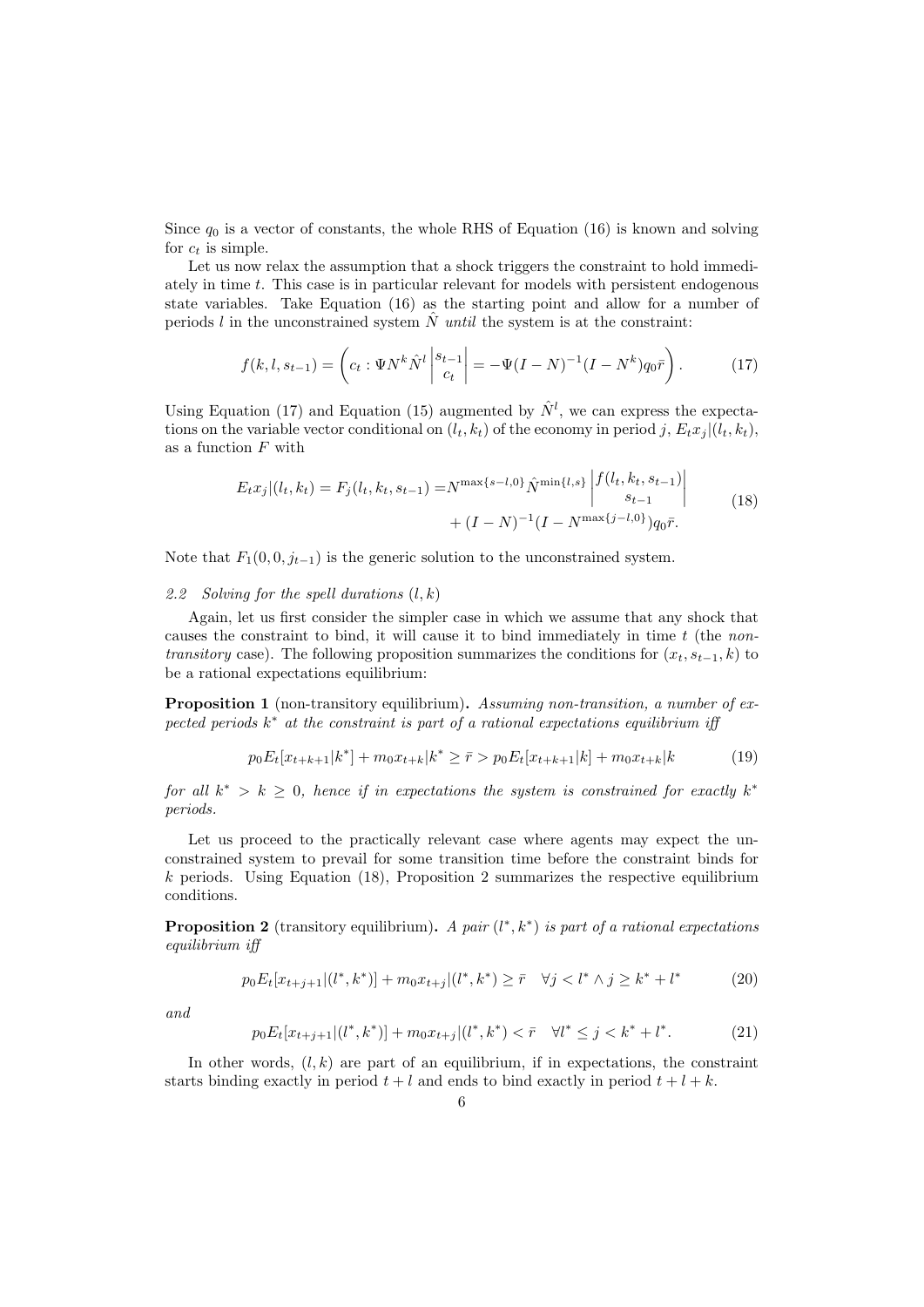Since $q_0$ is a vector of constants, the whole RHS of Equation (16) is known and solving for $c_t$ is simple.

Let us now relax the assumption that a shock triggers the constraint to hold immediately in time $t$. This case is in particular relevant for models with persistent endogenous state variables. Take Equation (16) as the starting point and allow for a number of periods $l$ in the unconstrained system $\hat{N}$ *until* the system is at the constraint:

$$f(k,l,s_{t-1}) = \left( c_t : \Psi N^k \hat{N}^l \begin{vmatrix} s_{t-1} \\ c_t \end{vmatrix} = -\Psi(I-N)^{-1}(I-N^k)q_0\bar{r} \right). \tag{17}$$

Using Equation (17) and Equation (15) augmented by $\hat{N}^l$, we can express the expectations on the variable vector conditional on $(l_t, k_t)$ of the economy in period $j$, $E_t x_j|(l_t,k_t)$, as a function $F$ with

$$\begin{aligned} E_t x_j|(l_t,k_t) = F_j(l_t,k_t,s_{t-1}) =& N^{\max\{s-l,0\}}\hat{N}^{\min\{l,s\}} \begin{vmatrix} f(l_t,k_t,s_{t-1}) \\ s_{t-1} \end{vmatrix} \\ &+ (I-N)^{-1}(I-N^{\max\{j-l,0\}})q_0\bar{r}. \end{aligned} \tag{18}$$

Note that $F_1(0,0,j_{t-1})$ is the generic solution to the unconstrained system.

### 2.2 Solving for the spell durations $(l,k)$

Again, let us first consider the simpler case in which we assume that any shock that causes the constraint to bind, it will cause it to bind immediately in time $t$ (the *non-transitory* case). The following proposition summarizes the conditions for $(x_t, s_{t-1}, k)$ to be a rational expectations equilibrium:

**Proposition 1** (non-transitory equilibrium)**.** *Assuming non-transition, a number of expected periods $k^*$ at the constraint is part of a rational expectations equilibrium iff*

$$p_0 E_t[x_{t+k+1}|k^*] + m_0 x_{t+k}|k^* \geq \bar{r} > p_0 E_t[x_{t+k+1}|k] + m_0 x_{t+k}|k \tag{19}$$

*for all $k^* > k \geq 0$, hence if in expectations the system is constrained for exactly $k^*$ periods.*

Let us proceed to the practically relevant case where agents may expect the unconstrained system to prevail for some transition time before the constraint binds for $k$ periods. Using Equation (18), Proposition 2 summarizes the respective equilibrium conditions.

**Proposition 2** (transitory equilibrium)**.** *A pair $(l^*, k^*)$ is part of a rational expectations equilibrium iff*

$$p_0 E_t[x_{t+j+1}|(l^*,k^*)] + m_0 x_{t+j}|(l^*,k^*) \geq \bar{r} \quad \forall j < l^* \wedge j \geq k^* + l^* \tag{20}$$

*and*

$$p_0 E_t[x_{t+j+1}|(l^*,k^*)] + m_0 x_{t+j}|(l^*,k^*) < \bar{r} \quad \forall l^* \leq j < k^* + l^*. \tag{21}$$

In other words, $(l,k)$ are part of an equilibrium, if in expectations, the constraint starts binding exactly in period $t+l$ and ends to bind exactly in period $t+l+k$.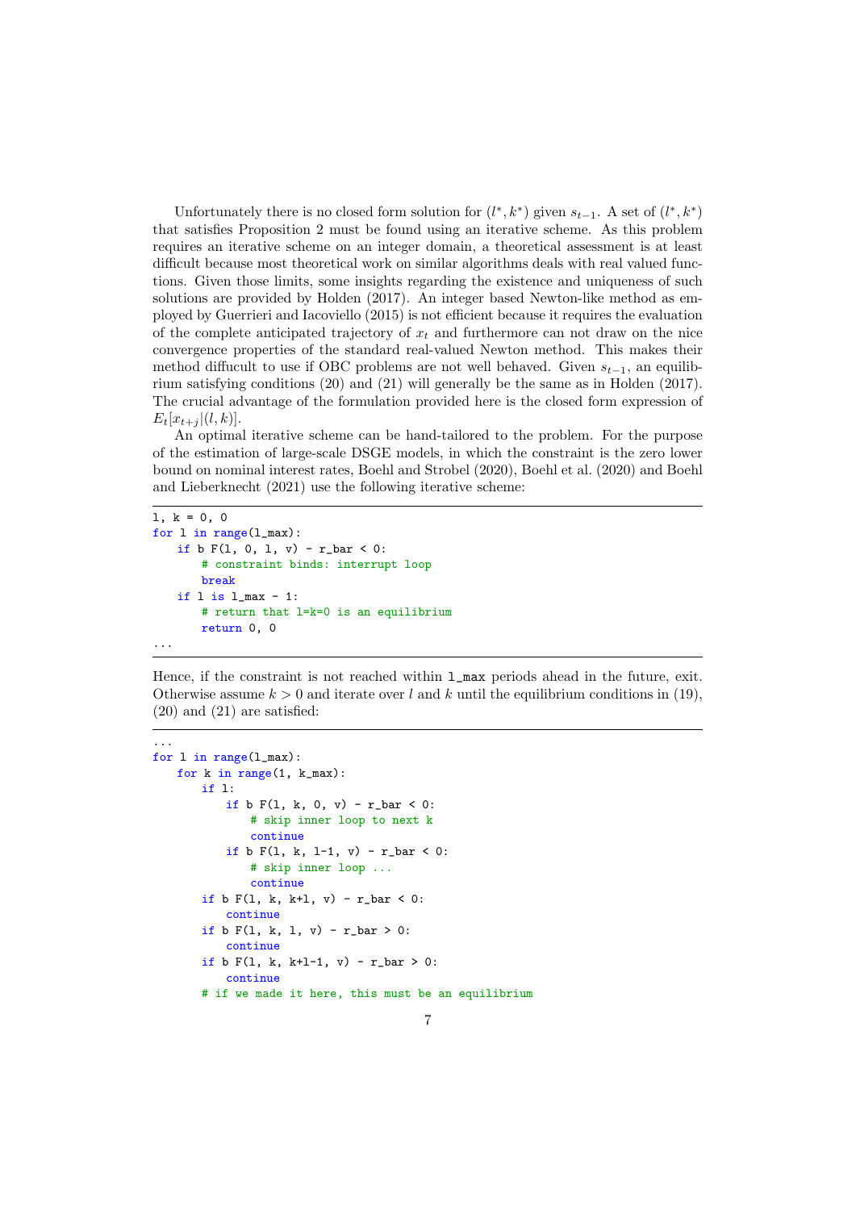Unfortunately there is no closed form solution for $(l^*, k^*)$ given $s_{t-1}$. A set of $(l^*, k^*)$ that satisfies Proposition 2 must be found using an iterative scheme. As this problem requires an iterative scheme on an integer domain, a theoretical assessment is at least difficult because most theoretical work on similar algorithms deals with real valued functions. Given those limits, some insights regarding the existence and uniqueness of such solutions are provided by Holden (2017). An integer based Newton-like method as employed by Guerrieri and Iacoviello (2015) is not efficient because it requires the evaluation of the complete anticipated trajectory of $x_t$ and furthermore can not draw on the nice convergence properties of the standard real-valued Newton method. This makes their method diffucult to use if OBC problems are not well behaved. Given $s_{t-1}$, an equilibrium satisfying conditions (20) and (21) will generally be the same as in Holden (2017). The crucial advantage of the formulation provided here is the closed form expression of $E_t[x_{t+j}|(l, k)]$.

An optimal iterative scheme can be hand-tailored to the problem. For the purpose of the estimation of large-scale DSGE models, in which the constraint is the zero lower bound on nominal interest rates, Boehl and Strobel (2020), Boehl et al. (2020) and Boehl and Lieberknecht (2021) use the following iterative scheme:

```
l, k = 0, 0
for l in range(l_max):
    if b F(l, 0, l, v) - r_bar < 0:
        # constraint binds: interrupt loop
        break
    if l is l_max - 1:
        # return that l=k=0 is an equilibrium
        return 0, 0
...
```

Hence, if the constraint is not reached within `l_max` periods ahead in the future, exit. Otherwise assume $k > 0$ and iterate over $l$ and $k$ until the equilibrium conditions in (19), (20) and (21) are satisfied:

```
...
for l in range(l_max):
    for k in range(1, k_max):
        if l:
            if b F(l, k, 0, v) - r_bar < 0:
                # skip inner loop to next k
                continue
            if b F(l, k, l-1, v) - r_bar < 0:
                # skip inner loop ...
                continue
        if b F(l, k, k+l, v) - r_bar < 0:
            continue
        if b F(l, k, l, v) - r_bar > 0:
            continue
        if b F(l, k, k+l-1, v) - r_bar > 0:
            continue
        # if we made it here, this must be an equilibrium
```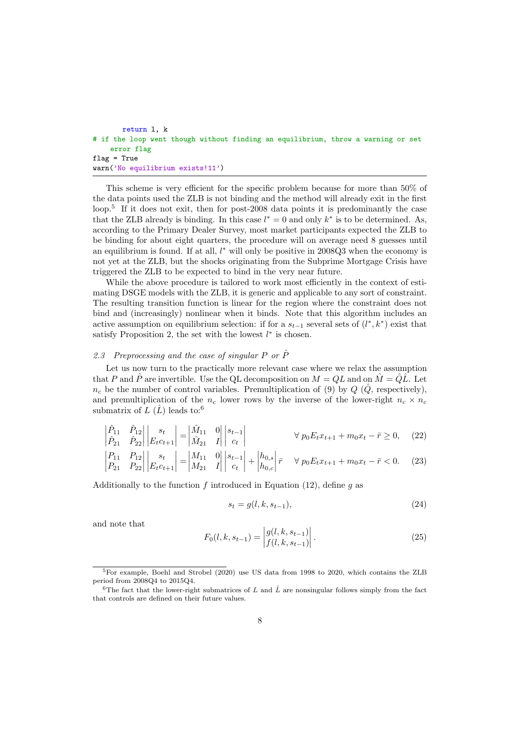```
        return l, k
# if the loop went though without finding an equilibrium, throw a warning or set
    error flag
flag = True
warn('No equilibrium exists!11')
```

This scheme is very efficient for the specific problem because for more than 50% of the data points used the ZLB is not binding and the method will already exit in the first loop.[5] If it does not exit, then for post-2008 data points it is predominantly the case that the ZLB already is binding. In this case $l^* = 0$ and only $k^*$ is to be determined. As, according to the Primary Dealer Survey, most market participants expected the ZLB to be binding for about eight quarters, the procedure will on average need 8 guesses until an equilibrium is found. If at all, $l^*$ will only be positive in 2008Q3 when the economy is not yet at the ZLB, but the shocks originating from the Subprime Mortgage Crisis have triggered the ZLB to be expected to bind in the very near future.

While the above procedure is tailored to work most efficiently in the context of estimating DSGE models with the ZLB, it is generic and applicable to any sort of constraint. The resulting transition function is linear for the region where the constraint does not bind and (increasingly) nonlinear when it binds. Note that this algorithm includes an active assumption on equilibrium selection: if for a $s_{t-1}$ several sets of $(l^*, k^*)$ exist that satisfy Proposition 2, the set with the lowest $l^*$ is chosen.

### *2.3 Preprocessing and the case of singular $P$ or $\hat{P}$*

Let us now turn to the practically more relevant case where we relax the assumption that $P$ and $\hat{P}$ are invertible. Use the QL decomposition on $M = QL$ and on $\hat{M} = \hat{Q}\hat{L}$. Let $n_c$ be the number of control variables. Premultiplication of (9) by $Q$ ($\hat{Q}$, respectively), and premultiplication of the $n_c$ lower rows by the inverse of the lower-right $n_c \times n_c$ submatrix of $L$ ($\hat{L}$) leads to:[6]

$$
\begin{vmatrix} \hat{P}_{11} & \hat{P}_{12} \\ \hat{P}_{21} & \hat{P}_{22} \end{vmatrix} \begin{vmatrix} s_t \\ E_t c_{t+1} \end{vmatrix} = \begin{vmatrix} \hat{M}_{11} & 0 \\ \hat{M}_{21} & I \end{vmatrix} \begin{vmatrix} s_{t-1} \\ c_t \end{vmatrix} \qquad \forall\; p_0 E_t x_{t+1} + m_0 x_t - \bar{r} \geq 0, \tag{22}
$$

$$
\begin{vmatrix} P_{11} & P_{12} \\ P_{21} & P_{22} \end{vmatrix} \begin{vmatrix} s_t \\ E_t c_{t+1} \end{vmatrix} = \begin{vmatrix} M_{11} & 0 \\ M_{21} & I \end{vmatrix} \begin{vmatrix} s_{t-1} \\ c_t \end{vmatrix} + \begin{vmatrix} h_{0,s} \\ h_{0,c} \end{vmatrix} \bar{r} \qquad \forall\; p_0 E_t x_{t+1} + m_0 x_t - \bar{r} < 0. \tag{23}
$$

Additionally to the function $f$ introduced in Equation (12), define $g$ as

$$
s_t = g(l, k, s_{t-1}), \tag{24}
$$

and note that

$$
F_0(l, k, s_{t-1}) = \begin{vmatrix} g(l, k, s_{t-1}) \\ f(l, k, s_{t-1}) \end{vmatrix}. \tag{25}
$$

---

[5] For example, Boehl and Strobel (2020) use US data from 1998 to 2020, which contains the ZLB period from 2008Q4 to 2015Q4.

[6] The fact that the lower-right submatrices of $L$ and $\hat{L}$ are nonsingular follows simply from the fact that controls are defined on their future values.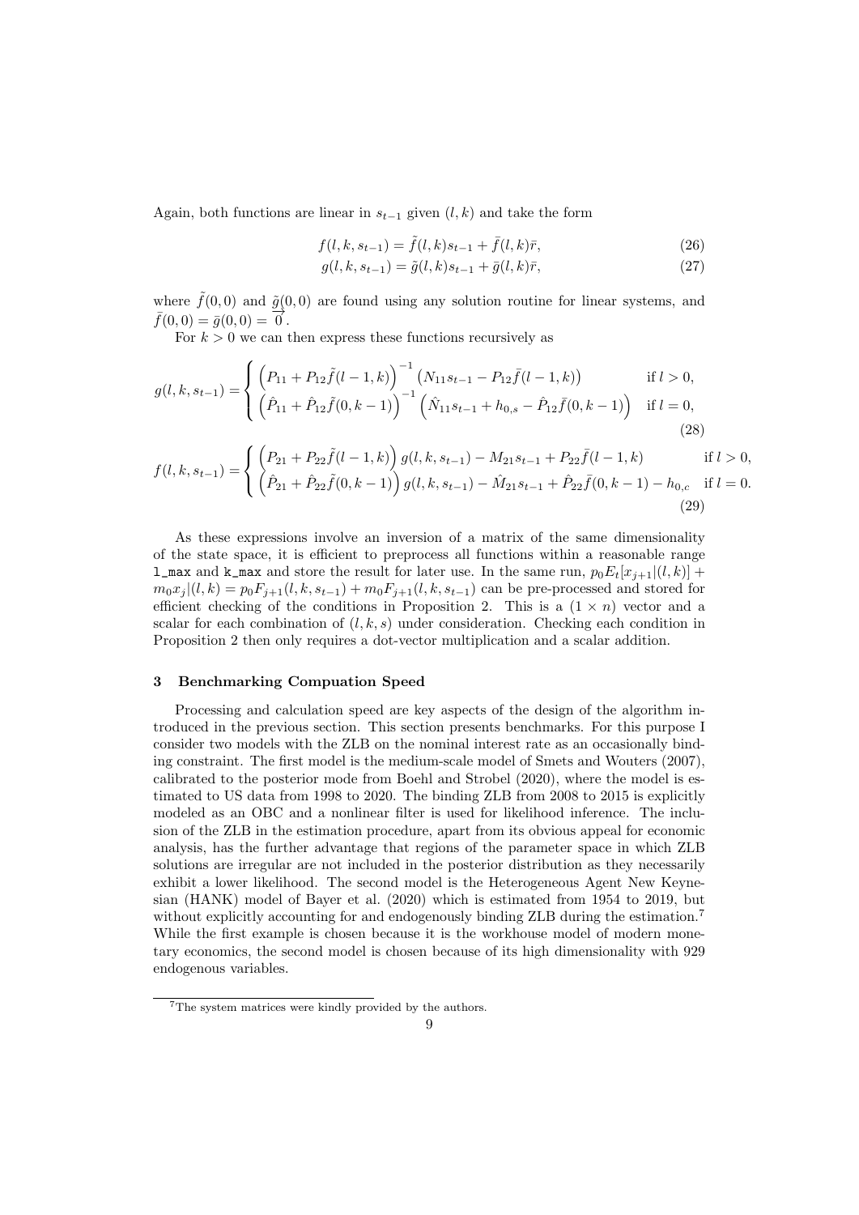Again, both functions are linear in $s_{t-1}$ given $(l, k)$ and take the form

$$f(l, k, s_{t-1}) = \tilde{f}(l, k)s_{t-1} + \bar{f}(l, k)\bar{r}, \tag{26}$$

$$g(l, k, s_{t-1}) = \tilde{g}(l, k)s_{t-1} + \bar{g}(l, k)\bar{r}, \tag{27}$$

where $\tilde{f}(0, 0)$ and $\tilde{g}(0, 0)$ are found using any solution routine for linear systems, and $\bar{f}(0, 0) = \bar{g}(0, 0) = \overrightarrow{0}$.

For $k > 0$ we can then express these functions recursively as

$$g(l, k, s_{t-1}) = \begin{cases} \left(P_{11} + P_{12}\tilde{f}(l-1, k)\right)^{-1} \left(N_{11}s_{t-1} - P_{12}\bar{f}(l-1, k)\right) & \text{if } l > 0, \\ \left(\hat{P}_{11} + \hat{P}_{12}\tilde{f}(0, k-1)\right)^{-1} \left(\hat{N}_{11}s_{t-1} + h_{0,s} - \hat{P}_{12}\bar{f}(0, k-1)\right) & \text{if } l = 0, \end{cases} \tag{28}$$

$$f(l, k, s_{t-1}) = \begin{cases} \left(P_{21} + P_{22}\tilde{f}(l-1, k)\right) g(l, k, s_{t-1}) - M_{21}s_{t-1} + P_{22}\bar{f}(l-1, k) & \text{if } l > 0, \\ \left(\hat{P}_{21} + \hat{P}_{22}\tilde{f}(0, k-1)\right) g(l, k, s_{t-1}) - \hat{M}_{21}s_{t-1} + \hat{P}_{22}\bar{f}(0, k-1) - h_{0,c} & \text{if } l = 0. \end{cases} \tag{29}$$

As these expressions involve an inversion of a matrix of the same dimensionality of the state space, it is efficient to preprocess all functions within a reasonable range `l_max` and `k_max` and store the result for later use. In the same run, $p_0 E_t[x_{j+1}|(l, k)] + m_0 x_j|(l, k) = p_0 F_{j+1}(l, k, s_{t-1}) + m_0 F_{j+1}(l, k, s_{t-1})$ can be pre-processed and stored for efficient checking of the conditions in Proposition 2. This is a $(1 \times n)$ vector and a scalar for each combination of $(l, k, s)$ under consideration. Checking each condition in Proposition 2 then only requires a dot-vector multiplication and a scalar addition.

## 3 Benchmarking Compuation Speed

Processing and calculation speed are key aspects of the design of the algorithm introduced in the previous section. This section presents benchmarks. For this purpose I consider two models with the ZLB on the nominal interest rate as an occasionally binding constraint. The first model is the medium-scale model of Smets and Wouters (2007), calibrated to the posterior mode from Boehl and Strobel (2020), where the model is estimated to US data from 1998 to 2020. The binding ZLB from 2008 to 2015 is explicitly modeled as an OBC and a nonlinear filter is used for likelihood inference. The inclusion of the ZLB in the estimation procedure, apart from its obvious appeal for economic analysis, has the further advantage that regions of the parameter space in which ZLB solutions are irregular are not included in the posterior distribution as they necessarily exhibit a lower likelihood. The second model is the Heterogeneous Agent New Keynesian (HANK) model of Bayer et al. (2020) which is estimated from 1954 to 2019, but without explicitly accounting for and endogenously binding ZLB during the estimation.[7] While the first example is chosen because it is the workhouse model of modern monetary economics, the second model is chosen because of its high dimensionality with 929 endogenous variables.

[7] The system matrices were kindly provided by the authors.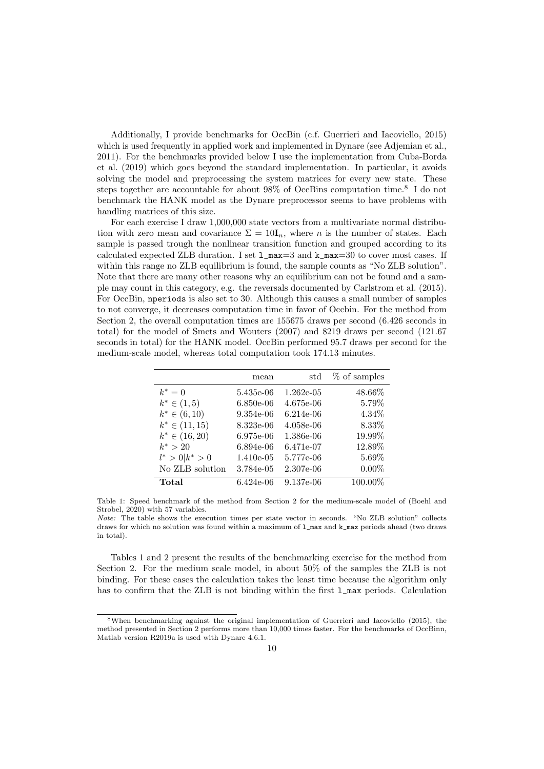Additionally, I provide benchmarks for OccBin (c.f. Guerrieri and Iacoviello, 2015) which is used frequently in applied work and implemented in Dynare (see Adjemian et al., 2011). For the benchmarks provided below I use the implementation from Cuba-Borda et al. (2019) which goes beyond the standard implementation. In particular, it avoids solving the model and preprocessing the system matrices for every new state. These steps together are accountable for about 98% of OccBins computation time.[8] I do not benchmark the HANK model as the Dynare preprocessor seems to have problems with handling matrices of this size.

For each exercise I draw 1,000,000 state vectors from a multivariate normal distribution with zero mean and covariance $\Sigma = 10\mathbf{I}_n$, where $n$ is the number of states. Each sample is passed trough the nonlinear transition function and grouped according to its calculated expected ZLB duration. I set `l_max`=3 and `k_max`=30 to cover most cases. If within this range no ZLB equilibrium is found, the sample counts as "No ZLB solution". Note that there are many other reasons why an equilibrium can not be found and a sample may count in this category, e.g. the reversals documented by Carlstrom et al. (2015). For OccBin, `nperiods` is also set to 30. Although this causes a small number of samples to not converge, it decreases computation time in favor of Occbin. For the method from Section 2, the overall computation times are 155675 draws per second (6.426 seconds in total) for the model of Smets and Wouters (2007) and 8219 draws per second (121.67 seconds in total) for the HANK model. OccBin performed 95.7 draws per second for the medium-scale model, whereas total computation took 174.13 minutes.

| | mean | std | % of samples |
|---|---|---|---|
| $k^* = 0$ | 5.435e-06 | 1.262e-05 | 48.66% |
| $k^* \in (1, 5)$ | 6.850e-06 | 4.675e-06 | 5.79% |
| $k^* \in (6, 10)$ | 9.354e-06 | 6.214e-06 | 4.34% |
| $k^* \in (11, 15)$ | 8.323e-06 | 4.058e-06 | 8.33% |
| $k^* \in (16, 20)$ | 6.975e-06 | 1.386e-06 | 19.99% |
| $k^* > 20$ | 6.894e-06 | 6.471e-07 | 12.89% |
| $l^* > 0 \mid k^* > 0$ | 1.410e-05 | 5.777e-06 | 5.69% |
| No ZLB solution | 3.784e-05 | 2.307e-06 | 0.00% |
| **Total** | 6.424e-06 | 9.137e-06 | 100.00% |

Table 1: Speed benchmark of the method from Section 2 for the medium-scale model of (Boehl and Strobel, 2020) with 57 variables.

*Note:* The table shows the execution times per state vector in seconds. "No ZLB solution" collects draws for which no solution was found within a maximum of `l_max` and `k_max` periods ahead (two draws in total).

Tables 1 and 2 present the results of the benchmarking exercise for the method from Section 2. For the medium scale model, in about 50% of the samples the ZLB is not binding. For these cases the calculation takes the least time because the algorithm only has to confirm that the ZLB is not binding within the first `l_max` periods. Calculation

[8] When benchmarking against the original implementation of Guerrieri and Iacoviello (2015), the method presented in Section 2 performs more than 10,000 times faster. For the benchmarks of OccBinn, Matlab version R2019a is used with Dynare 4.6.1.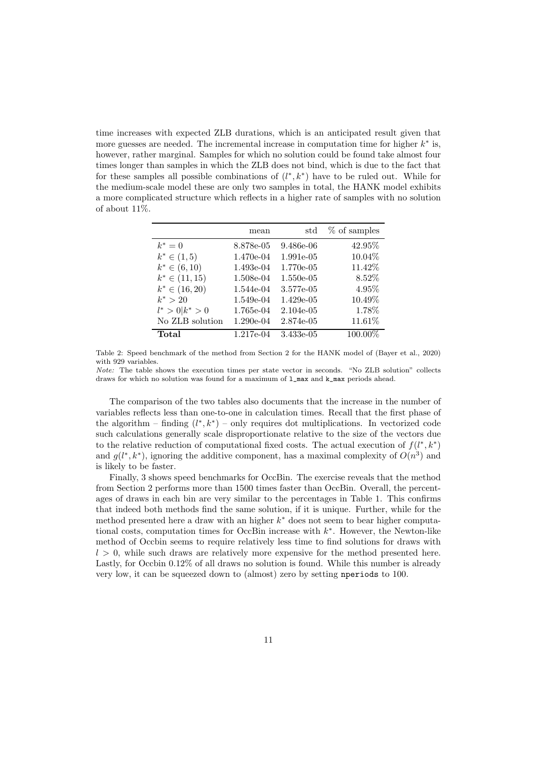time increases with expected ZLB durations, which is an anticipated result given that more guesses are needed. The incremental increase in computation time for higher $k^*$ is, however, rather marginal. Samples for which no solution could be found take almost four times longer than samples in which the ZLB does not bind, which is due to the fact that for these samples all possible combinations of $(l^*, k^*)$ have to be ruled out. While for the medium-scale model these are only two samples in total, the HANK model exhibits a more complicated structure which reflects in a higher rate of samples with no solution of about 11%.

| | mean | std | % of samples |
|---|---|---|---|
| $k^* = 0$ | 8.878e-05 | 9.486e-06 | 42.95% |
| $k^* \in (1, 5)$ | 1.470e-04 | 1.991e-05 | 10.04% |
| $k^* \in (6, 10)$ | 1.493e-04 | 1.770e-05 | 11.42% |
| $k^* \in (11, 15)$ | 1.508e-04 | 1.550e-05 | 8.52% |
| $k^* \in (16, 20)$ | 1.544e-04 | 3.577e-05 | 4.95% |
| $k^* > 20$ | 1.549e-04 | 1.429e-05 | 10.49% |
| $l^* > 0 \vert k^* > 0$ | 1.765e-04 | 2.104e-05 | 1.78% |
| No ZLB solution | 1.290e-04 | 2.874e-05 | 11.61% |
| **Total** | 1.217e-04 | 3.433e-05 | 100.00% |

Table 2: Speed benchmark of the method from Section 2 for the HANK model of (Bayer et al., 2020) with 929 variables.
*Note:* The table shows the execution times per state vector in seconds. "No ZLB solution" collects draws for which no solution was found for a maximum of `l_max` and `k_max` periods ahead.

The comparison of the two tables also documents that the increase in the number of variables reflects less than one-to-one in calculation times. Recall that the first phase of the algorithm – finding $(l^*, k^*)$ – only requires dot multiplications. In vectorized code such calculations generally scale disproportionate relative to the size of the vectors due to the relative reduction of computational fixed costs. The actual execution of $f(l^*, k^*)$ and $g(l^*, k^*)$, ignoring the additive component, has a maximal complexity of $O(n^3)$ and is likely to be faster.

Finally, 3 shows speed benchmarks for OccBin. The exercise reveals that the method from Section 2 performs more than 1500 times faster than OccBin. Overall, the percentages of draws in each bin are very similar to the percentages in Table 1. This confirms that indeed both methods find the same solution, if it is unique. Further, while for the method presented here a draw with an higher $k^*$ does not seem to bear higher computational costs, computation times for OccBin increase with $k^*$. However, the Newton-like method of Occbin seems to require relatively less time to find solutions for draws with $l > 0$, while such draws are relatively more expensive for the method presented here. Lastly, for Occbin 0.12% of all draws no solution is found. While this number is already very low, it can be squeezed down to (almost) zero by setting `nperiods` to 100.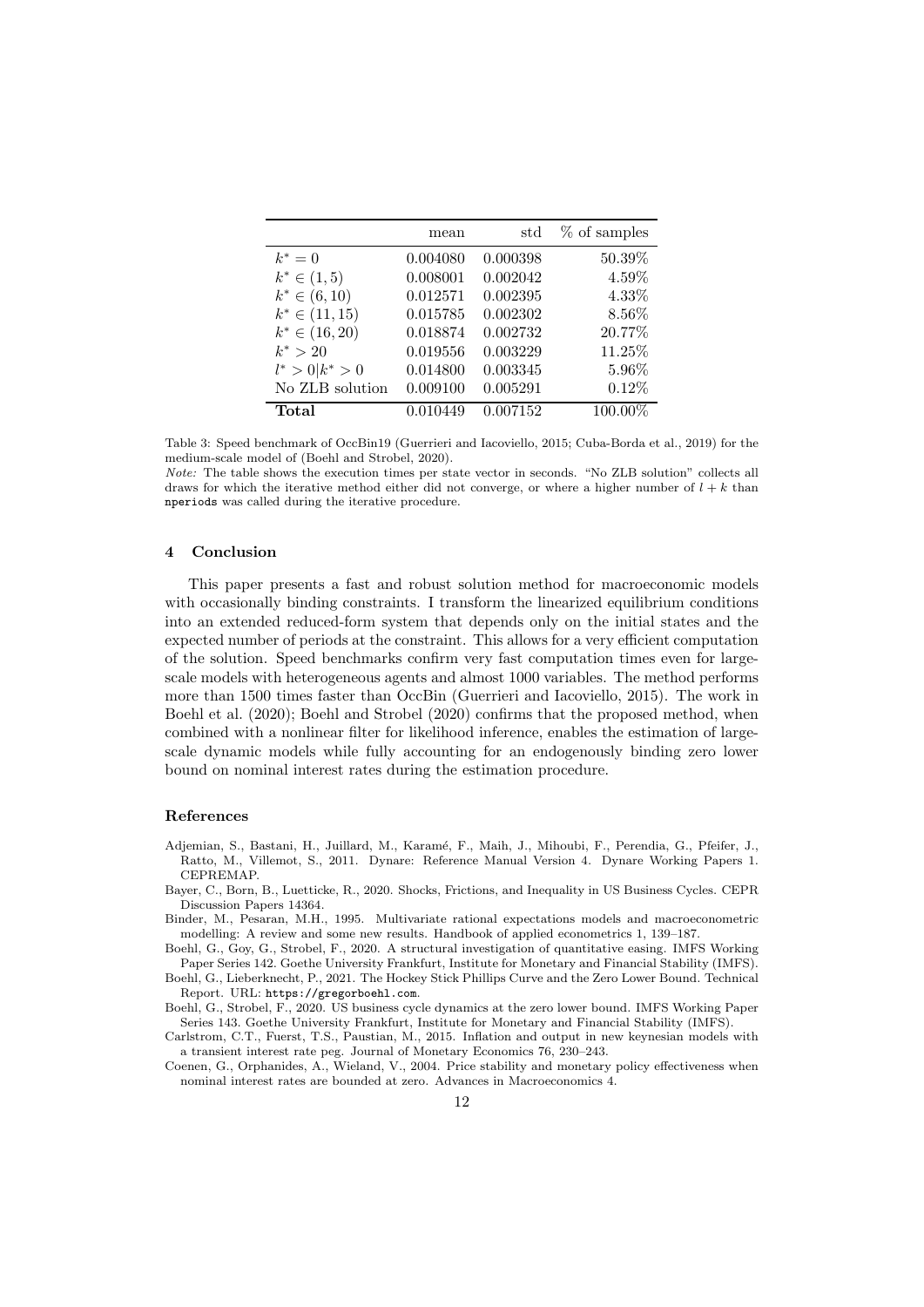| | mean | std | % of samples |
|---|---|---|---|
| $k^* = 0$ | 0.004080 | 0.000398 | 50.39% |
| $k^* \in (1, 5)$ | 0.008001 | 0.002042 | 4.59% |
| $k^* \in (6, 10)$ | 0.012571 | 0.002395 | 4.33% |
| $k^* \in (11, 15)$ | 0.015785 | 0.002302 | 8.56% |
| $k^* \in (16, 20)$ | 0.018874 | 0.002732 | 20.77% |
| $k^* > 20$ | 0.019556 | 0.003229 | 11.25% |
| $l^* > 0 \vert k^* > 0$ | 0.014800 | 0.003345 | 5.96% |
| No ZLB solution | 0.009100 | 0.005291 | 0.12% |
| **Total** | 0.010449 | 0.007152 | 100.00% |

Table 3: Speed benchmark of OccBin19 (Guerrieri and Iacoviello, 2015; Cuba-Borda et al., 2019) for the medium-scale model of (Boehl and Strobel, 2020).

*Note:* The table shows the execution times per state vector in seconds. "No ZLB solution" collects all draws for which the iterative method either did not converge, or where a higher number of $l + k$ than `nperiods` was called during the iterative procedure.

## 4 Conclusion

This paper presents a fast and robust solution method for macroeconomic models with occasionally binding constraints. I transform the linearized equilibrium conditions into an extended reduced-form system that depends only on the initial states and the expected number of periods at the constraint. This allows for a very efficient computation of the solution. Speed benchmarks confirm very fast computation times even for large-scale models with heterogeneous agents and almost 1000 variables. The method performs more than 1500 times faster than OccBin (Guerrieri and Iacoviello, 2015). The work in Boehl et al. (2020); Boehl and Strobel (2020) confirms that the proposed method, when combined with a nonlinear filter for likelihood inference, enables the estimation of large-scale dynamic models while fully accounting for an endogenously binding zero lower bound on nominal interest rates during the estimation procedure.

## References

Adjemian, S., Bastani, H., Juillard, M., Karamé, F., Maih, J., Mihoubi, F., Perendia, G., Pfeifer, J., Ratto, M., Villemot, S., 2011. Dynare: Reference Manual Version 4. Dynare Working Papers 1. CEPREMAP.

Bayer, C., Born, B., Luetticke, R., 2020. Shocks, Frictions, and Inequality in US Business Cycles. CEPR Discussion Papers 14364.

Binder, M., Pesaran, M.H., 1995. Multivariate rational expectations models and macroeconometric modelling: A review and some new results. Handbook of applied econometrics 1, 139–187.

Boehl, G., Goy, G., Strobel, F., 2020. A structural investigation of quantitative easing. IMFS Working Paper Series 142. Goethe University Frankfurt, Institute for Monetary and Financial Stability (IMFS).

Boehl, G., Lieberknecht, P., 2021. The Hockey Stick Phillips Curve and the Zero Lower Bound. Technical Report. URL: https://gregorboehl.com.

Boehl, G., Strobel, F., 2020. US business cycle dynamics at the zero lower bound. IMFS Working Paper Series 143. Goethe University Frankfurt, Institute for Monetary and Financial Stability (IMFS).

Carlstrom, C.T., Fuerst, T.S., Paustian, M., 2015. Inflation and output in new keynesian models with a transient interest rate peg. Journal of Monetary Economics 76, 230–243.

Coenen, G., Orphanides, A., Wieland, V., 2004. Price stability and monetary policy effectiveness when nominal interest rates are bounded at zero. Advances in Macroeconomics 4.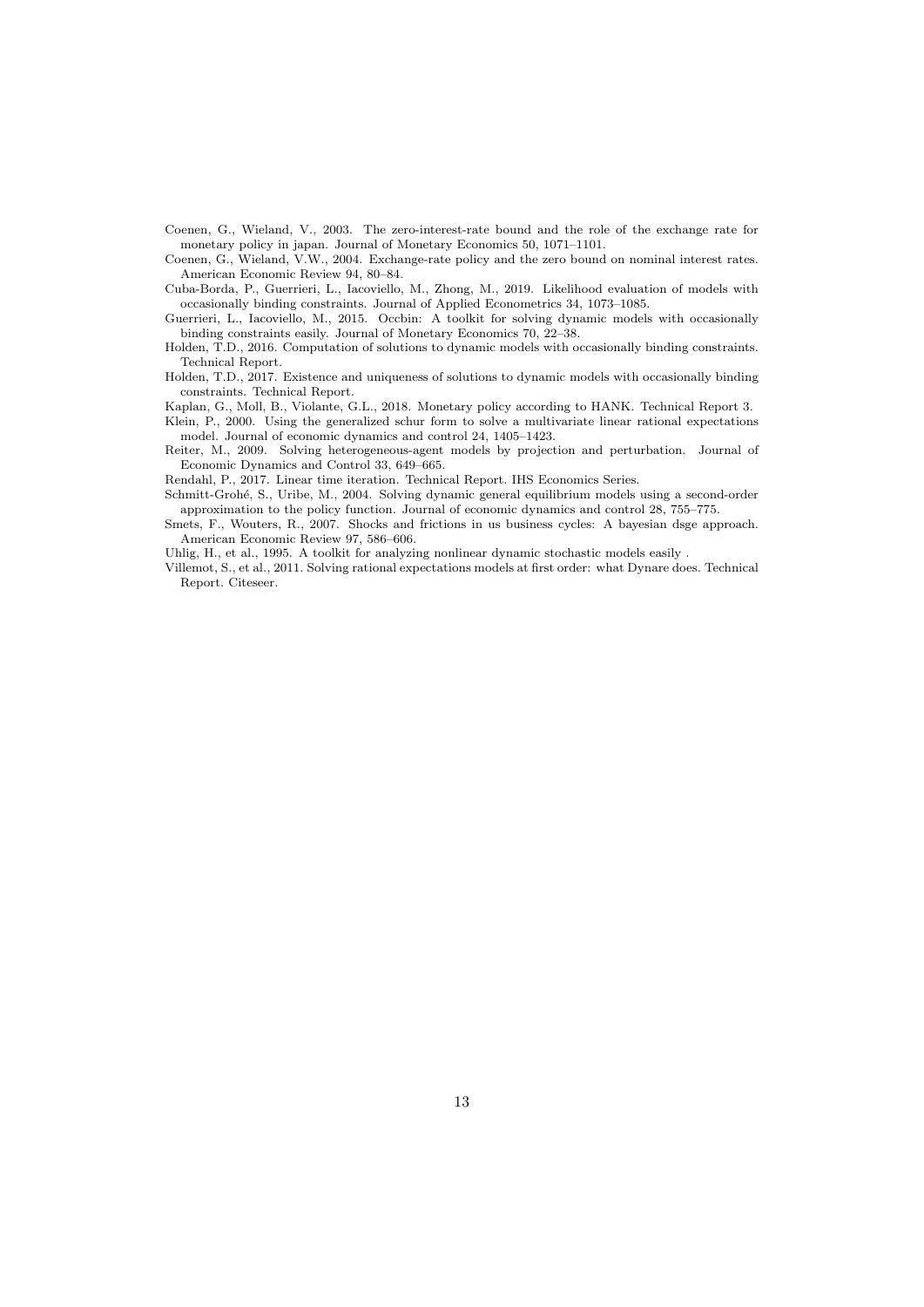Coenen, G., Wieland, V., 2003. The zero-interest-rate bound and the role of the exchange rate for monetary policy in japan. Journal of Monetary Economics 50, 1071–1101.

Coenen, G., Wieland, V.W., 2004. Exchange-rate policy and the zero bound on nominal interest rates. American Economic Review 94, 80–84.

Cuba-Borda, P., Guerrieri, L., Iacoviello, M., Zhong, M., 2019. Likelihood evaluation of models with occasionally binding constraints. Journal of Applied Econometrics 34, 1073–1085.

Guerrieri, L., Iacoviello, M., 2015. Occbin: A toolkit for solving dynamic models with occasionally binding constraints easily. Journal of Monetary Economics 70, 22–38.

Holden, T.D., 2016. Computation of solutions to dynamic models with occasionally binding constraints. Technical Report.

Holden, T.D., 2017. Existence and uniqueness of solutions to dynamic models with occasionally binding constraints. Technical Report.

Kaplan, G., Moll, B., Violante, G.L., 2018. Monetary policy according to HANK. Technical Report 3.

Klein, P., 2000. Using the generalized schur form to solve a multivariate linear rational expectations model. Journal of economic dynamics and control 24, 1405–1423.

Reiter, M., 2009. Solving heterogeneous-agent models by projection and perturbation. Journal of Economic Dynamics and Control 33, 649–665.

Rendahl, P., 2017. Linear time iteration. Technical Report. IHS Economics Series.

Schmitt-Grohé, S., Uribe, M., 2004. Solving dynamic general equilibrium models using a second-order approximation to the policy function. Journal of economic dynamics and control 28, 755–775.

Smets, F., Wouters, R., 2007. Shocks and frictions in us business cycles: A bayesian dsge approach. American Economic Review 97, 586–606.

Uhlig, H., et al., 1995. A toolkit for analyzing nonlinear dynamic stochastic models easily .

Villemot, S., et al., 2011. Solving rational expectations models at first order: what Dynare does. Technical Report. Citeseer.